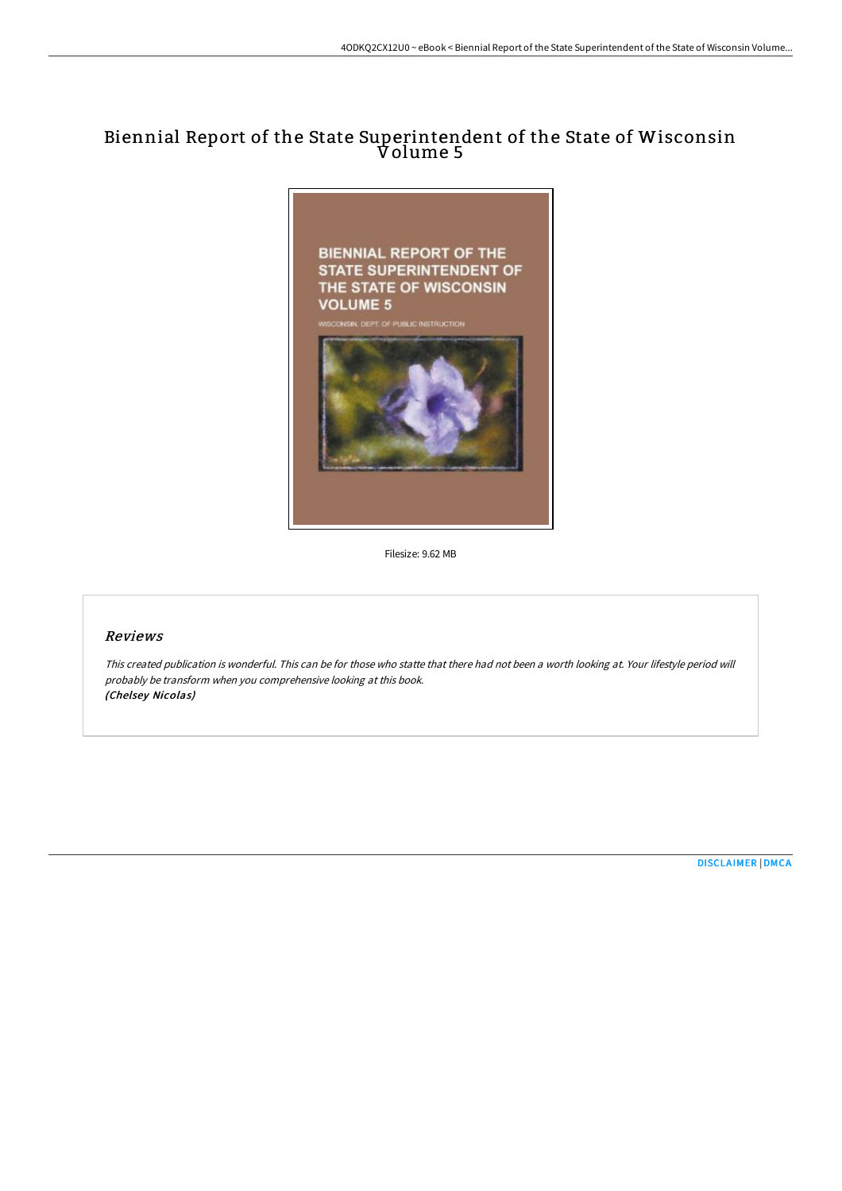# Biennial Report of the State Superintendent of the State of Wisconsin Volume 5

Filesize: 9.62 MB

## *Reviews*

*This created publication is wonderful. This can be for those who statte that there had not been a worth looking at. Your lifestyle period will probably be transform when you comprehensive looking at this book.*
***(Chelsey Nicolas)***

DISCLAIMER | DMCA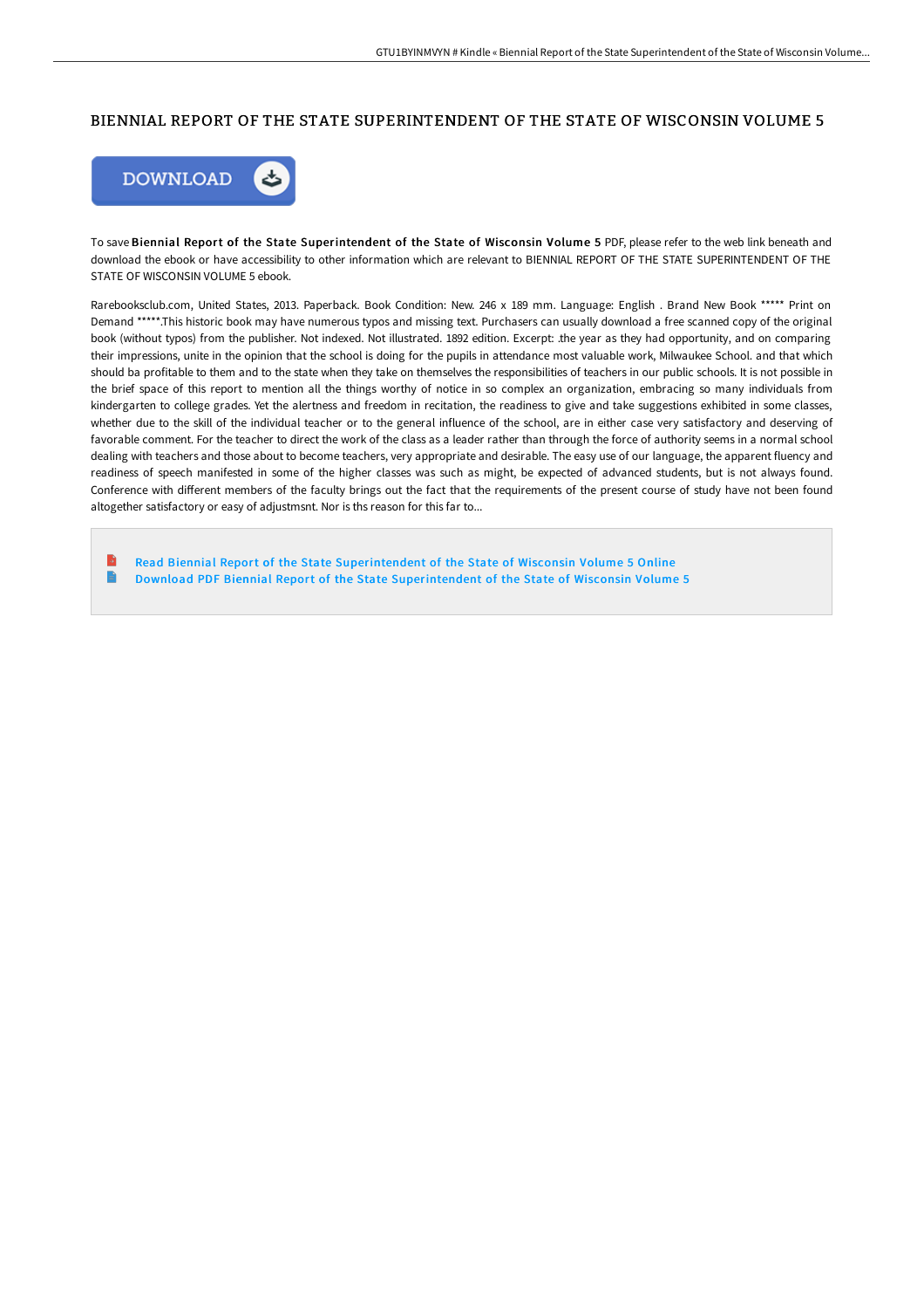# BIENNIAL REPORT OF THE STATE SUPERINTENDENT OF THE STATE OF WISCONSIN VOLUME 5

DOWNLOAD

To save **Biennial Report of the State Superintendent of the State of Wisconsin Volume 5** PDF, please refer to the web link beneath and download the ebook or have accessibility to other information which are relevant to BIENNIAL REPORT OF THE STATE SUPERINTENDENT OF THE STATE OF WISCONSIN VOLUME 5 ebook.

Rarebooksclub.com, United States, 2013. Paperback. Book Condition: New. 246 x 189 mm. Language: English . Brand New Book ***** Print on Demand *****.This historic book may have numerous typos and missing text. Purchasers can usually download a free scanned copy of the original book (without typos) from the publisher. Not indexed. Not illustrated. 1892 edition. Excerpt: .the year as they had opportunity, and on comparing their impressions, unite in the opinion that the school is doing for the pupils in attendance most valuable work, Milwaukee School. and that which should ba profitable to them and to the state when they take on themselves the responsibilities of teachers in our public schools. It is not possible in the brief space of this report to mention all the things worthy of notice in so complex an organization, embracing so many individuals from kindergarten to college grades. Yet the alertness and freedom in recitation, the readiness to give and take suggestions exhibited in some classes, whether due to the skill of the individual teacher or to the general influence of the school, are in either case very satisfactory and deserving of favorable comment. For the teacher to direct the work of the class as a leader rather than through the force of authority seems in a normal school dealing with teachers and those about to become teachers, very appropriate and desirable. The easy use of our language, the apparent fluency and readiness of speech manifested in some of the higher classes was such as might, be expected of advanced students, but is not always found. Conference with different members of the faculty brings out the fact that the requirements of the present course of study have not been found altogether satisfactory or easy of adjustmsnt. Nor is ths reason for this far to...

- Read Biennial Report of the State Superintendent of the State of Wisconsin Volume 5 Online
- Download PDF Biennial Report of the State Superintendent of the State of Wisconsin Volume 5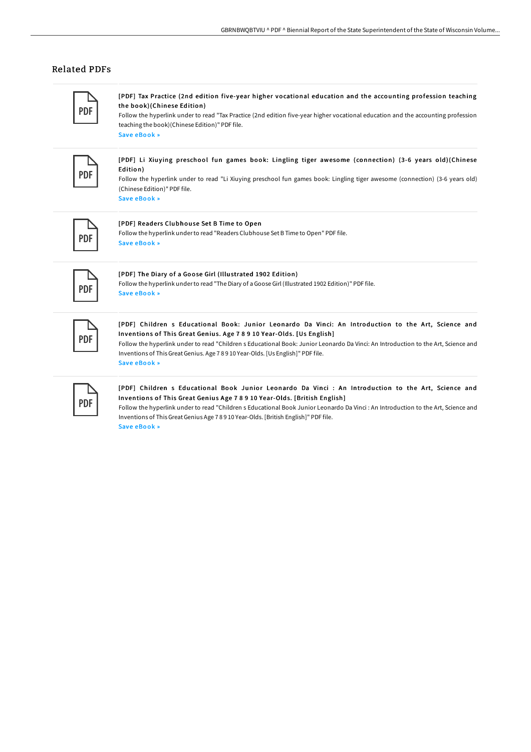## Related PDFs

[PDF] Tax Practice (2nd edition five-year higher vocational education and the accounting profession teaching the book)(Chinese Edition)

Follow the hyperlink under to read "Tax Practice (2nd edition five-year higher vocational education and the accounting profession teaching the book)(Chinese Edition)" PDF file.

Save eBook »

[PDF] Li Xiuying preschool fun games book: Lingling tiger awesome (connection) (3-6 years old)(Chinese Edition)

Follow the hyperlink under to read "Li Xiuying preschool fun games book: Lingling tiger awesome (connection) (3-6 years old) (Chinese Edition)" PDF file.

Save eBook »

[PDF] Readers Clubhouse Set B Time to Open

Follow the hyperlink under to read "Readers Clubhouse Set B Time to Open" PDF file.

Save eBook »

[PDF] The Diary of a Goose Girl (Illustrated 1902 Edition)

Follow the hyperlink under to read "The Diary of a Goose Girl (Illustrated 1902 Edition)" PDF file.

Save eBook »

[PDF] Children s Educational Book: Junior Leonardo Da Vinci: An Introduction to the Art, Science and Inventions of This Great Genius. Age 7 8 9 10 Year-Olds. [Us English]

Follow the hyperlink under to read "Children s Educational Book: Junior Leonardo Da Vinci: An Introduction to the Art, Science and Inventions of This Great Genius. Age 7 8 9 10 Year-Olds. [Us English]" PDF file.

Save eBook »

[PDF] Children s Educational Book Junior Leonardo Da Vinci : An Introduction to the Art, Science and Inventions of This Great Genius Age 7 8 9 10 Year-Olds. [British English]

Follow the hyperlink under to read "Children s Educational Book Junior Leonardo Da Vinci : An Introduction to the Art, Science and Inventions of This Great Genius Age 7 8 9 10 Year-Olds. [British English]" PDF file.

Save eBook »